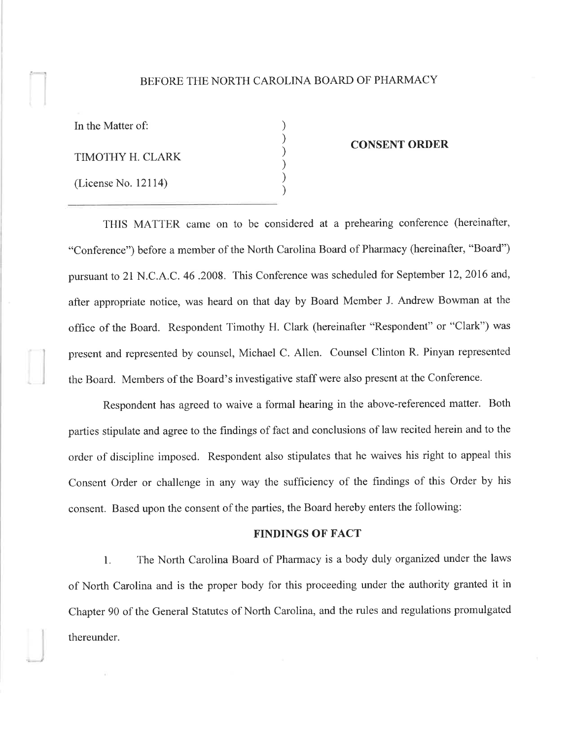# BEFORE THE NORTH CAROLINA BOARD OF PHARMACY

In the Matter of:

TIMOTHY H. CLARK

(License No. 12114)

**CONSENT ORDER**

THIS MATTER came on to be considered at a prehearing conference (hereinafter, "Conference") before a member of the North Carolina Board of Pharmacy (hereinafter, "Board") pursuant to 21 N.C.A.C. 46 .2008. This Conference was scheduled for September 12, 2016 and, after appropriate notice, was heard on that day by Board Member J. Andrew Bowman at the office of the Board. Respondent Timothy H. Clark (hereinafter "Respondent" or "Clark") was present and represented by counsel, Michael C. Allen. Counsel Clinton R. Pinyan represented the Board. Members of the Board's investigative staff were also present at the Conference.

Respondent has agreed to waive a formal hearing in the above-referenced matter. Both parties stipulate and agree to the findings of fact and conclusions of law recited herein and to the order of discipline imposed. Respondent also stipulates that he waives his right to appeal this Consent Order or challenge in any way the sufficiency of the findings of this Order by his consent. Based upon the consent of the parties, the Board hereby enters the following:

## FINDINGS OF FACT

1. The North Carolina Board of Pharmacy is a body duly organized under the laws of North Carolina and is the proper body for this proceeding under the authority granted it in Chapter 90 of the General Statutes of North Carolina, and the rules and regulations promulgated thereunder.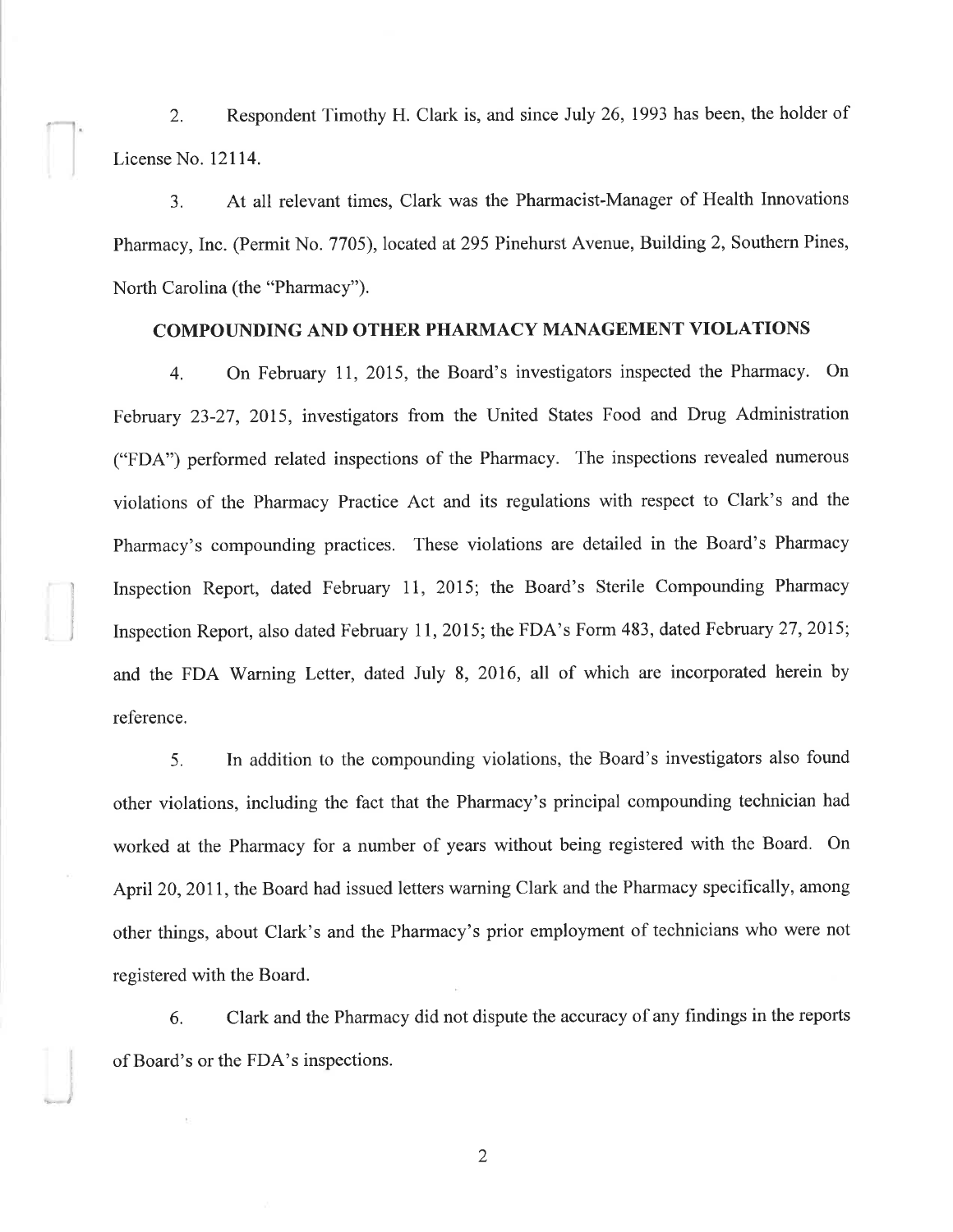2. Respondent Timothy H. Clark is, and since July 26, 1993 has been, the holder of License No. 12114.

3. At all relevant times, Clark was the Pharmacist-Manager of Health Innovations Pharmacy, Inc. (Permit No. 7705), located at 295 Pinehurst Avenue, Building 2, Southern Pines, North Carolina (the "Pharmacy").

## COMPOUNDING AND OTHER PHARMACY MANAGEMENT VIOLATIONS

4. On February 11, 2015, the Board's investigators inspected the Pharmacy. On February 23-27, 2015, investigators from the United States Food and Drug Administration ("FDA") performed related inspections of the Pharmacy. The inspections revealed numerous violations of the Pharmacy Practice Act and its regulations with respect to Clark's and the Pharmacy's compounding practices. These violations are detailed in the Board's Pharmacy Inspection Report, dated February 11, 2015; the Board's Sterile Compounding Pharmacy Inspection Report, also dated February 11, 2015; the FDA's Form 483, dated February 27, 2015; and the FDA Warning Letter, dated July 8, 2016, all of which are incorporated herein by reference.

5. In addition to the compounding violations, the Board's investigators also found other violations, including the fact that the Pharmacy's principal compounding technician had worked at the Pharmacy for a number of years without being registered with the Board. On April 20, 2011, the Board had issued letters warning Clark and the Pharmacy specifically, among other things, about Clark's and the Pharmacy's prior employment of technicians who were not registered with the Board.

6. Clark and the Pharmacy did not dispute the accuracy of any findings in the reports of Board's or the FDA's inspections.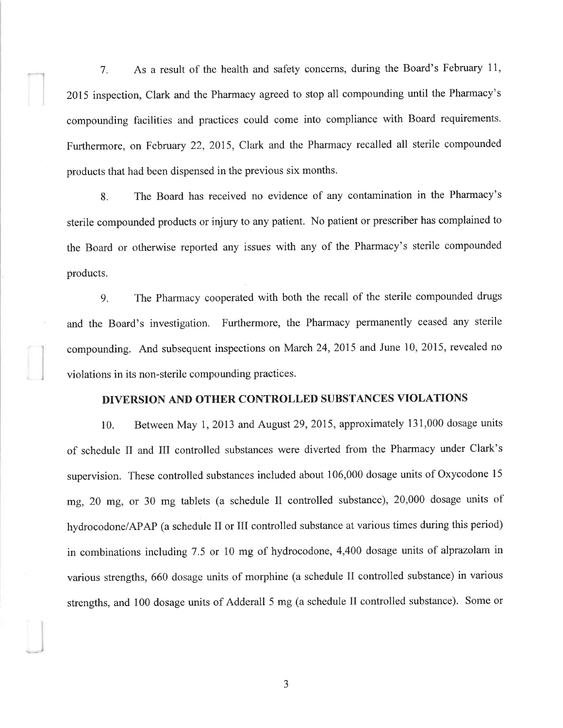7. As a result of the health and safety concerns, during the Board's February 11, 2015 inspection, Clark and the Pharmacy agreed to stop all compounding until the Pharmacy's compounding facilities and practices could come into compliance with Board requirements. Furthermore, on February 22, 2015, Clark and the Pharmacy recalled all sterile compounded products that had been dispensed in the previous six months.

8. The Board has received no evidence of any contamination in the Pharmacy's sterile compounded products or injury to any patient. No patient or prescriber has complained to the Board or otherwise reported any issues with any of the Pharmacy's sterile compounded products.

9. The Pharmacy cooperated with both the recall of the sterile compounded drugs and the Board's investigation. Furthermore, the Pharmacy permanently ceased any sterile compounding. And subsequent inspections on March 24, 2015 and June 10, 2015, revealed no violations in its non-sterile compounding practices.

## DIVERSION AND OTHER CONTROLLED SUBSTANCES VIOLATIONS

10. Between May 1, 2013 and August 29, 2015, approximately 131,000 dosage units of schedule II and III controlled substances were diverted from the Pharmacy under Clark's supervision. These controlled substances included about 106,000 dosage units of Oxycodone 15 mg, 20 mg, or 30 mg tablets (a schedule II controlled substance), 20,000 dosage units of hydrocodone/APAP (a schedule II or III controlled substance at various times during this period) in combinations including 7.5 or 10 mg of hydrocodone, 4,400 dosage units of alprazolam in various strengths, 660 dosage units of morphine (a schedule II controlled substance) in various strengths, and 100 dosage units of Adderall 5 mg (a schedule II controlled substance). Some or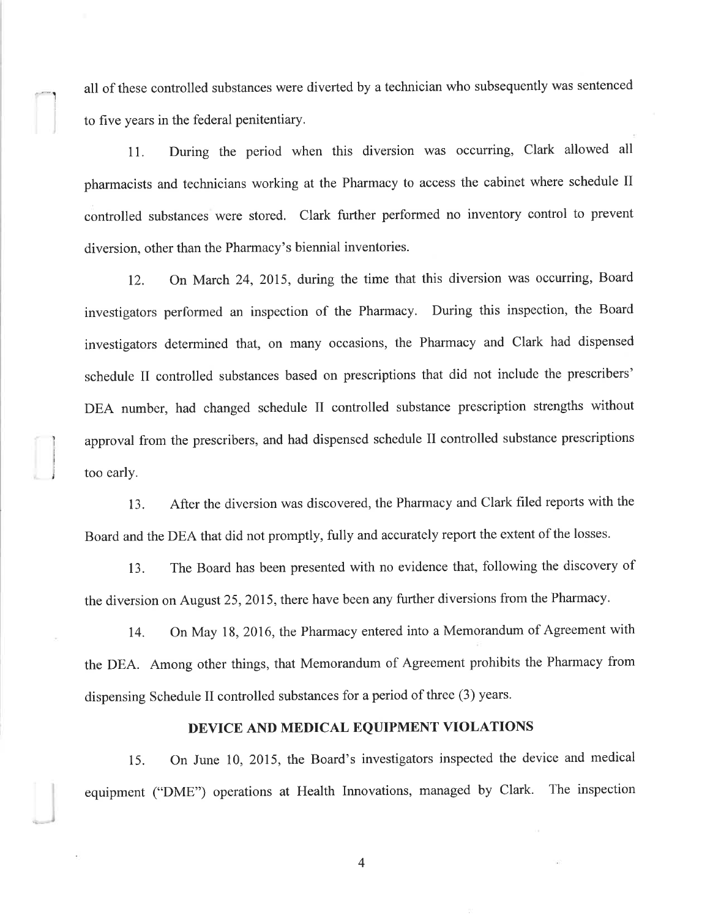all of these controlled substances were diverted by a technician who subsequently was sentenced to five years in the federal penitentiary.

11. During the period when this diversion was occurring, Clark allowed all pharmacists and technicians working at the Pharmacy to access the cabinet where schedule II controlled substances were stored. Clark further performed no inventory control to prevent diversion, other than the Pharmacy's biennial inventories.

12. On March 24, 2015, during the time that this diversion was occurring, Board investigators performed an inspection of the Pharmacy. During this inspection, the Board investigators determined that, on many occasions, the Pharmacy and Clark had dispensed schedule II controlled substances based on prescriptions that did not include the prescribers' DEA number, had changed schedule II controlled substance prescription strengths without approval from the prescribers, and had dispensed schedule II controlled substance prescriptions too early.

13. After the diversion was discovered, the Pharmacy and Clark filed reports with the Board and the DEA that did not promptly, fully and accurately report the extent of the losses.

13. The Board has been presented with no evidence that, following the discovery of the diversion on August 25, 2015, there have been any further diversions from the Pharmacy.

14. On May 18, 2016, the Pharmacy entered into a Memorandum of Agreement with the DEA. Among other things, that Memorandum of Agreement prohibits the Pharmacy from dispensing Schedule II controlled substances for a period of three (3) years.

## DEVICE AND MEDICAL EQUIPMENT VIOLATIONS

15. On June 10, 2015, the Board's investigators inspected the device and medical equipment ("DME") operations at Health Innovations, managed by Clark. The inspection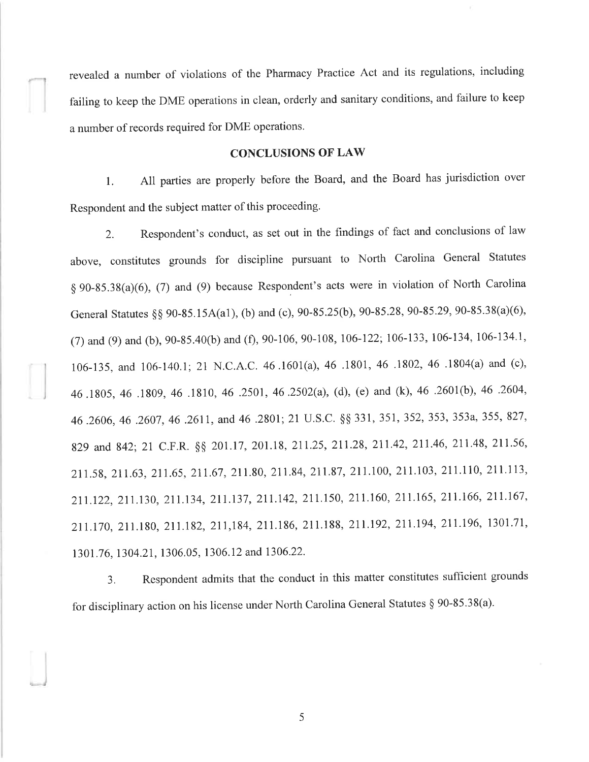revealed a number of violations of the Pharmacy Practice Act and its regulations, including failing to keep the DME operations in clean, orderly and sanitary conditions, and failure to keep a number of records required for DME operations.

## CONCLUSIONS OF LAW

1. All parties are properly before the Board, and the Board has jurisdiction over Respondent and the subject matter of this proceeding.

2. Respondent's conduct, as set out in the findings of fact and conclusions of law above, constitutes grounds for discipline pursuant to North Carolina General Statutes § 90-85.38(a)(6), (7) and (9) because Respondent's acts were in violation of North Carolina General Statutes §§ 90-85.15A(a1), (b) and (c), 90-85.25(b), 90-85.28, 90-85.29, 90-85.38(a)(6), (7) and (9) and (b), 90-85.40(b) and (f), 90-106, 90-108, 106-122; 106-133, 106-134, 106-134.1, 106-135, and 106-140.1; 21 N.C.A.C. 46 .1601(a), 46 .1801, 46 .1802, 46 .1804(a) and (c), 46 .1805, 46 .1809, 46 .1810, 46 .2501, 46 .2502(a), (d), (e) and (k), 46 .2601(b), 46 .2604, 46 .2606, 46 .2607, 46 .2611, and 46 .2801; 21 U.S.C. §§ 331, 351, 352, 353, 353a, 355, 827, 829 and 842; 21 C.F.R. §§ 201.17, 201.18, 211.25, 211.28, 211.42, 211.46, 211.48, 211.56, 211.58, 211.63, 211.65, 211.67, 211.80, 211.84, 211.87, 211.100, 211.103, 211.110, 211.113, 211.122, 211.130, 211.134, 211.137, 211.142, 211.150, 211.160, 211.165, 211.166, 211.167, 211.170, 211.180, 211.182, 211,184, 211.186, 211.188, 211.192, 211.194, 211.196, 1301.71, 1301.76, 1304.21, 1306.05, 1306.12 and 1306.22.

3. Respondent admits that the conduct in this matter constitutes sufficient grounds for disciplinary action on his license under North Carolina General Statutes § 90-85.38(a).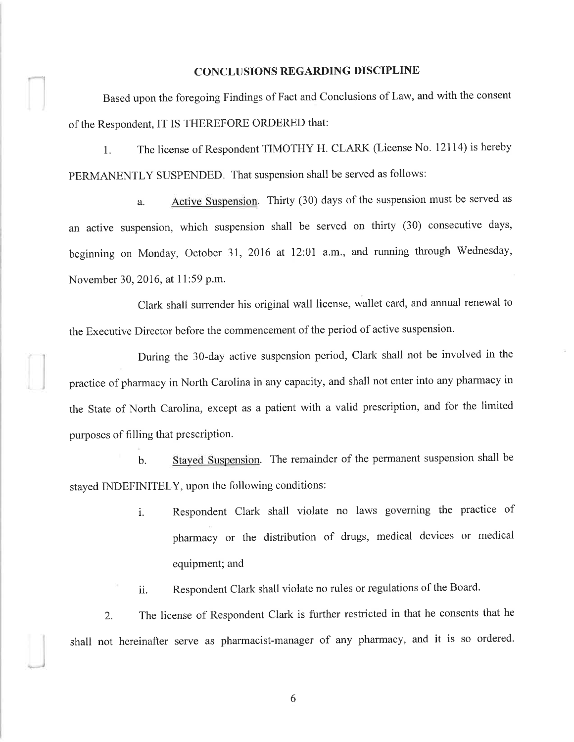## CONCLUSIONS REGARDING DISCIPLINE

Based upon the foregoing Findings of Fact and Conclusions of Law, and with the consent of the Respondent, IT IS THEREFORE ORDERED that:

1. The license of Respondent TIMOTHY H. CLARK (License No. 12114) is hereby PERMANENTLY SUSPENDED. That suspension shall be served as follows:

   a. Active Suspension. Thirty (30) days of the suspension must be served as an active suspension, which suspension shall be served on thirty (30) consecutive days, beginning on Monday, October 31, 2016 at 12:01 a.m., and running through Wednesday, November 30, 2016, at 11:59 p.m.

   Clark shall surrender his original wall license, wallet card, and annual renewal to the Executive Director before the commencement of the period of active suspension.

   During the 30-day active suspension period, Clark shall not be involved in the practice of pharmacy in North Carolina in any capacity, and shall not enter into any pharmacy in the State of North Carolina, except as a patient with a valid prescription, and for the limited purposes of filling that prescription.

   b. Stayed Suspension. The remainder of the permanent suspension shall be stayed INDEFINITELY, upon the following conditions:

      i. Respondent Clark shall violate no laws governing the practice of pharmacy or the distribution of drugs, medical devices or medical equipment; and

      ii. Respondent Clark shall violate no rules or regulations of the Board.

2. The license of Respondent Clark is further restricted in that he consents that he shall not hereinafter serve as pharmacist-manager of any pharmacy, and it is so ordered.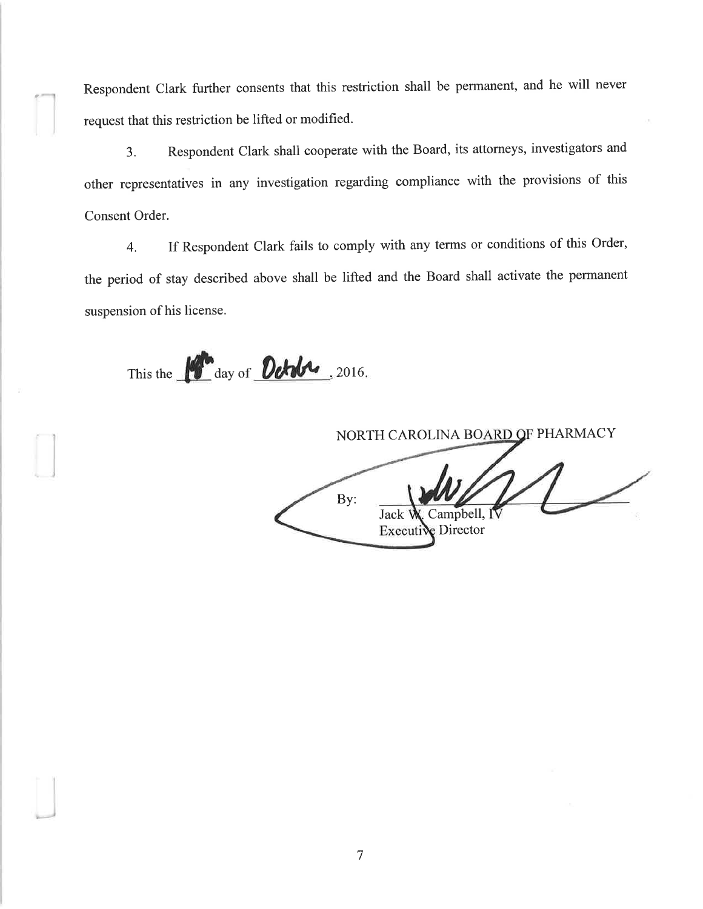Respondent Clark further consents that this restriction shall be permanent, and he will never request that this restriction be lifted or modified.

3. Respondent Clark shall cooperate with the Board, its attorneys, investigators and other representatives in any investigation regarding compliance with the provisions of this Consent Order.

4. If Respondent Clark fails to comply with any terms or conditions of this Order, the period of stay described above shall be lifted and the Board shall activate the permanent suspension of his license.

This the 18th day of October, 2016.

NORTH CAROLINA BOARD OF PHARMACY

By: ______________________
Jack W. Campbell, IV
Executive Director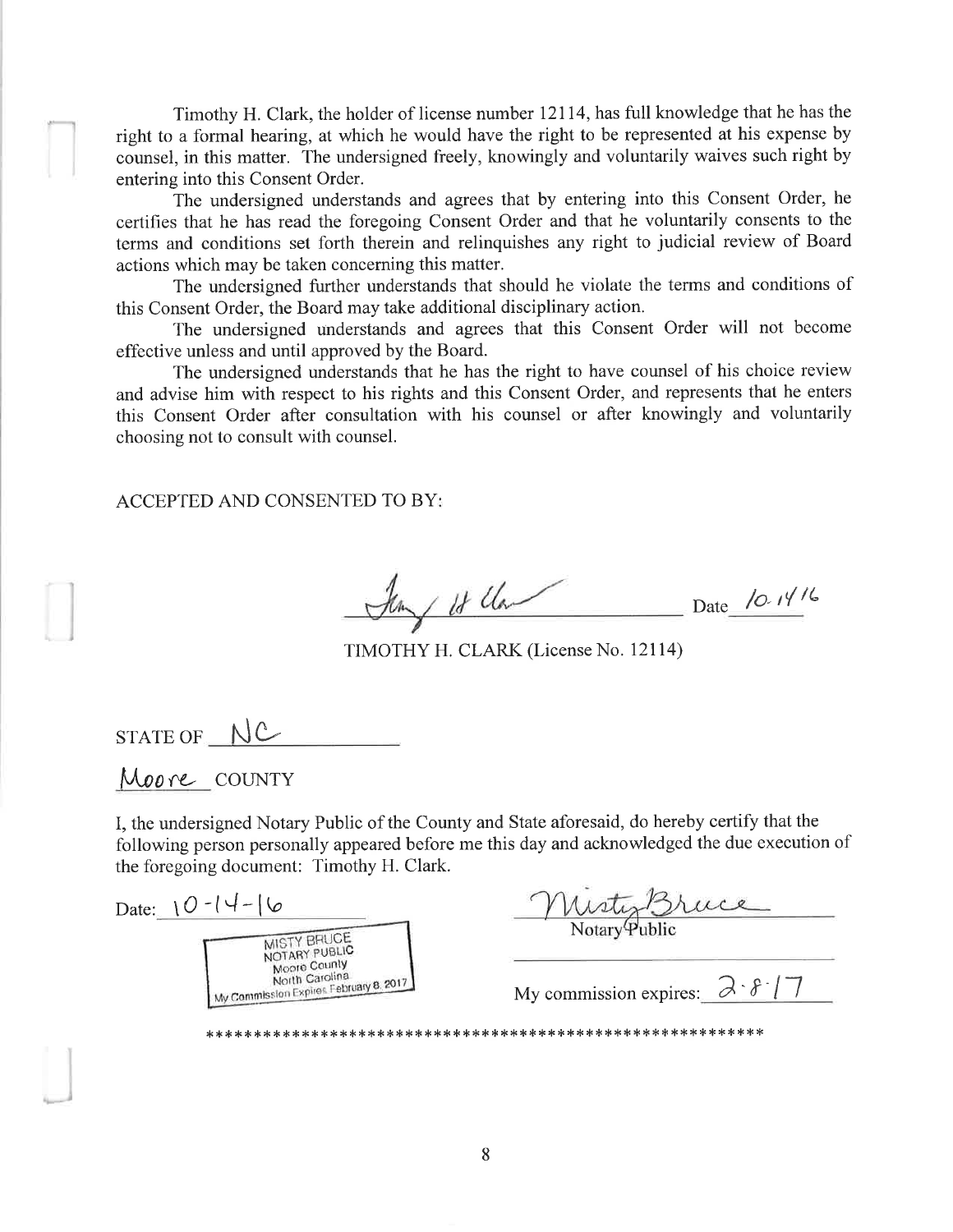Timothy H. Clark, the holder of license number 12114, has full knowledge that he has the right to a formal hearing, at which he would have the right to be represented at his expense by counsel, in this matter. The undersigned freely, knowingly and voluntarily waives such right by entering into this Consent Order.

The undersigned understands and agrees that by entering into this Consent Order, he certifies that he has read the foregoing Consent Order and that he voluntarily consents to the terms and conditions set forth therein and relinquishes any right to judicial review of Board actions which may be taken concerning this matter.

The undersigned further understands that should he violate the terms and conditions of this Consent Order, the Board may take additional disciplinary action.

The undersigned understands and agrees that this Consent Order will not become effective unless and until approved by the Board.

The undersigned understands that he has the right to have counsel of his choice review and advise him with respect to his rights and this Consent Order, and represents that he enters this Consent Order after consultation with his counsel or after knowingly and voluntarily choosing not to consult with counsel.

ACCEPTED AND CONSENTED TO BY:

_[signature]_ Date 10.14.16

TIMOTHY H. CLARK (License No. 12114)

STATE OF NC

Moore COUNTY

I, the undersigned Notary Public of the County and State aforesaid, do hereby certify that the following person personally appeared before me this day and acknowledged the due execution of the foregoing document: Timothy H. Clark.

Date: 10-14-16

MISTY BRUCE
NOTARY PUBLIC
Moore County
North Carolina
My Commission Expires February 8, 2017

Misty Bruce
Notary Public

My commission expires: 2-8-17

***********************************************************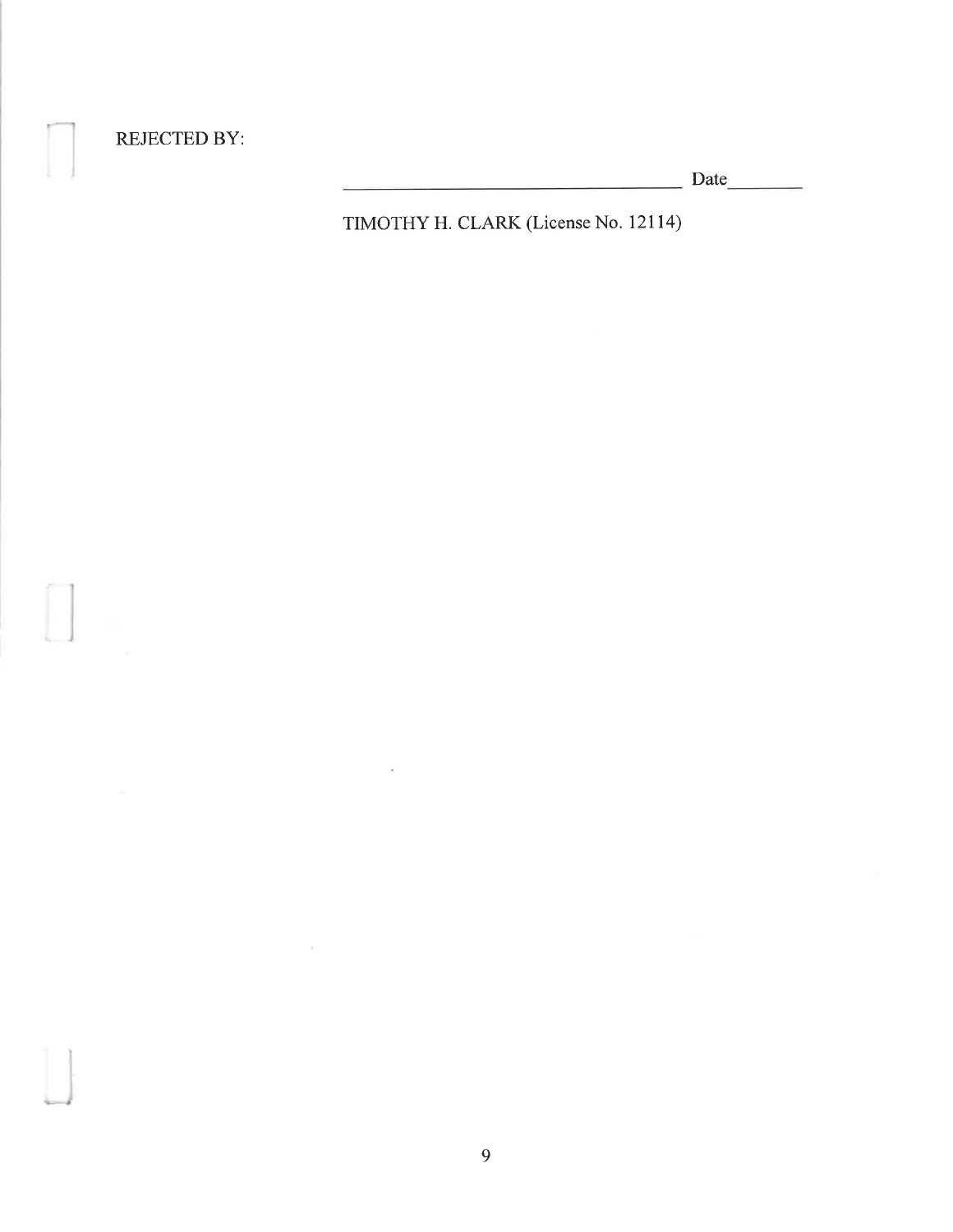REJECTED BY:

\_\_\_\_\_\_\_\_\_\_\_\_\_\_\_\_\_\_\_\_\_\_\_\_\_\_\_\_\_\_\_\_\_\_ Date\_\_\_\_\_\_\_\_

TIMOTHY H. CLARK (License No. 12114)